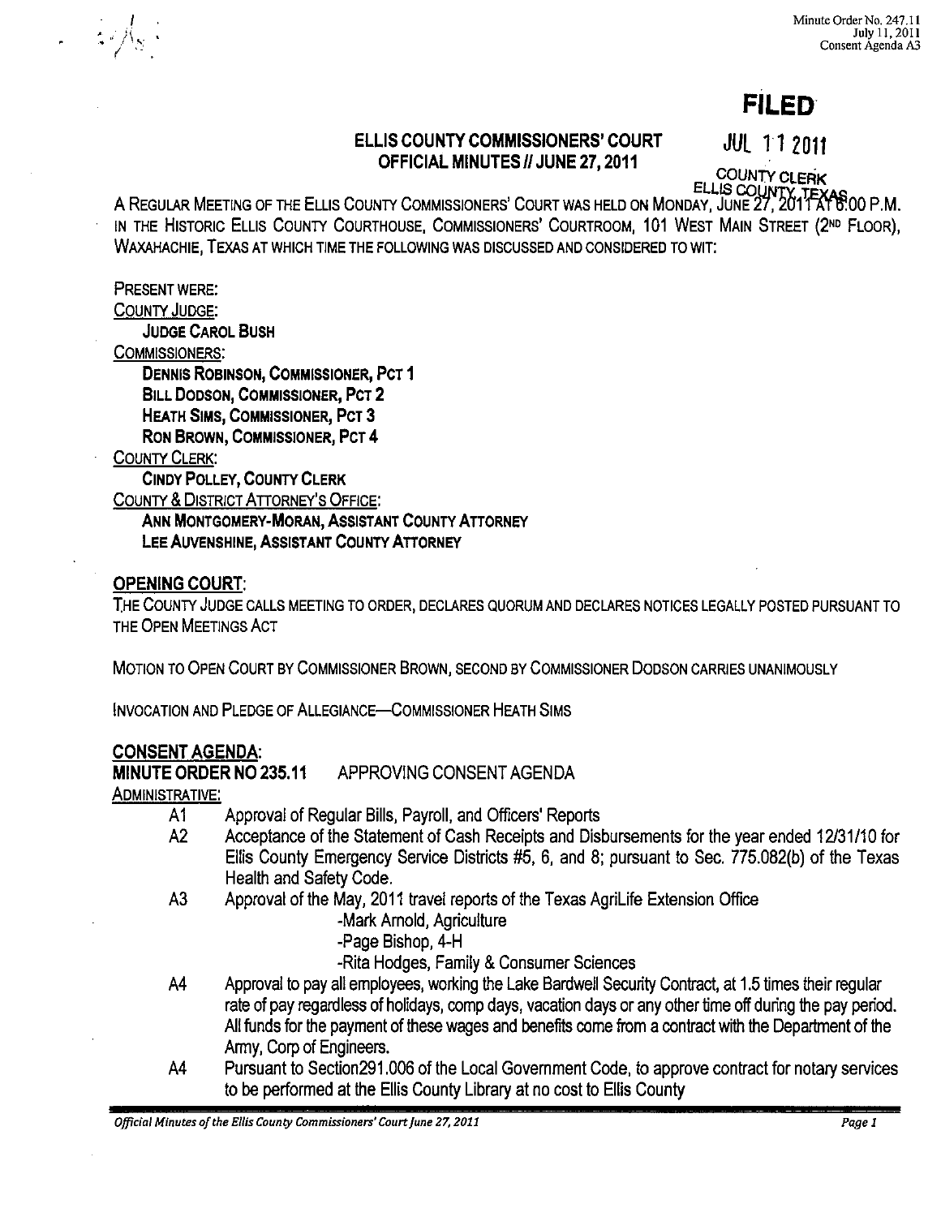Minute Order No. 247.11
July 11, 2011
Consent Agenda A3

**FILED**

JUL 11 2011

COUNTY CLERK
ELLIS COUNTY, TEXAS

## ELLIS COUNTY COMMISSIONERS' COURT
## OFFICIAL MINUTES // JUNE 27, 2011

A REGULAR MEETING OF THE ELLIS COUNTY COMMISSIONERS' COURT WAS HELD ON MONDAY, JUNE 27, 2011 AT 6:00 P.M. IN THE HISTORIC ELLIS COUNTY COURTHOUSE, COMMISSIONERS' COURTROOM, 101 WEST MAIN STREET (2ND FLOOR), WAXAHACHIE, TEXAS AT WHICH TIME THE FOLLOWING WAS DISCUSSED AND CONSIDERED TO WIT:

PRESENT WERE:

COUNTY JUDGE:
- **JUDGE CAROL BUSH**

COMMISSIONERS:
- **DENNIS ROBINSON, COMMISSIONER, PCT 1**
- **BILL DODSON, COMMISSIONER, PCT 2**
- **HEATH SIMS, COMMISSIONER, PCT 3**
- **RON BROWN, COMMISSIONER, PCT 4**

COUNTY CLERK:
- **CINDY POLLEY, COUNTY CLERK**

COUNTY & DISTRICT ATTORNEY'S OFFICE:
- **ANN MONTGOMERY-MORAN, ASSISTANT COUNTY ATTORNEY**
- **LEE AUVENSHINE, ASSISTANT COUNTY ATTORNEY**

### OPENING COURT:

THE COUNTY JUDGE CALLS MEETING TO ORDER, DECLARES QUORUM AND DECLARES NOTICES LEGALLY POSTED PURSUANT TO THE OPEN MEETINGS ACT

MOTION TO OPEN COURT BY COMMISSIONER BROWN, SECOND BY COMMISSIONER DODSON CARRIES UNANIMOUSLY

INVOCATION AND PLEDGE OF ALLEGIANCE—COMMISSIONER HEATH SIMS

### CONSENT AGENDA:

**MINUTE ORDER NO 235.11** APPROVING CONSENT AGENDA

ADMINISTRATIVE:

A1 Approval of Regular Bills, Payroll, and Officers' Reports

A2 Acceptance of the Statement of Cash Receipts and Disbursements for the year ended 12/31/10 for Ellis County Emergency Service Districts #5, 6, and 8; pursuant to Sec. 775.082(b) of the Texas Health and Safety Code.

A3 Approval of the May, 2011 travel reports of the Texas AgriLife Extension Office
- -Mark Arnold, Agriculture
- -Page Bishop, 4-H
- -Rita Hodges, Family & Consumer Sciences

A4 Approval to pay all employees, working the Lake Bardwell Security Contract, at 1.5 times their regular rate of pay regardless of holidays, comp days, vacation days or any other time off during the pay period. All funds for the payment of these wages and benefits come from a contract with the Department of the Army, Corp of Engineers.

A4 Pursuant to Section291.006 of the Local Government Code, to approve contract for notary services to be performed at the Ellis County Library at no cost to Ellis County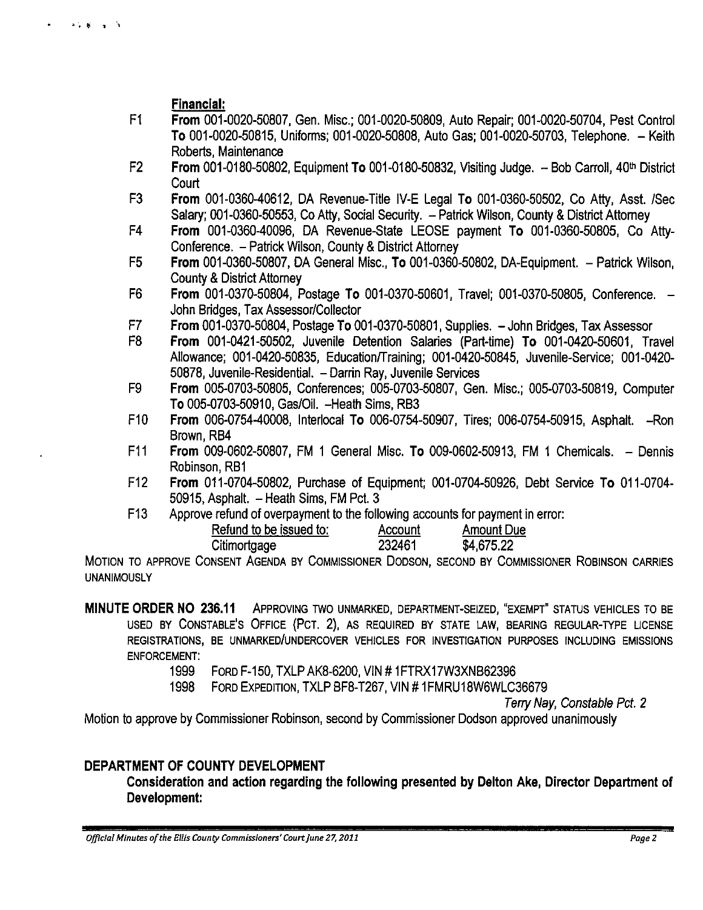**Financial:**

- F1 **From** 001-0020-50807, Gen. Misc.; 001-0020-50809, Auto Repair; 001-0020-50704, Pest Control **To** 001-0020-50815, Uniforms; 001-0020-50808, Auto Gas; 001-0020-50703, Telephone. – Keith Roberts, Maintenance
- F2 **From** 001-0180-50802, Equipment **To** 001-0180-50832, Visiting Judge. – Bob Carroll, 40th District Court
- F3 **From** 001-0360-40612, DA Revenue-Title IV-E Legal **To** 001-0360-50502, Co Atty, Asst. /Sec Salary; 001-0360-50553, Co Atty, Social Security. – Patrick Wilson, County & District Attorney
- F4 **From** 001-0360-40096, DA Revenue-State LEOSE payment **To** 001-0360-50805, Co Atty-Conference. – Patrick Wilson, County & District Attorney
- F5 **From** 001-0360-50807, DA General Misc., **To** 001-0360-50802, DA-Equipment. – Patrick Wilson, County & District Attorney
- F6 **From** 001-0370-50804, Postage **To** 001-0370-50601, Travel; 001-0370-50805, Conference. – John Bridges, Tax Assessor/Collector
- F7 **From** 001-0370-50804, Postage **To** 001-0370-50801, Supplies. – John Bridges, Tax Assessor
- F8 **From** 001-0421-50502, Juvenile Detention Salaries (Part-time) **To** 001-0420-50601, Travel Allowance; 001-0420-50835, Education/Training; 001-0420-50845, Juvenile-Service; 001-0420-50878, Juvenile-Residential. – Darrin Ray, Juvenile Services
- F9 **From** 005-0703-50805, Conferences; 005-0703-50807, Gen. Misc.; 005-0703-50819, Computer **To** 005-0703-50910, Gas/Oil. –Heath Sims, RB3
- F10 **From** 006-0754-40008, Interlocal **To** 006-0754-50907, Tires; 006-0754-50915, Asphalt. –Ron Brown, RB4
- F11 **From** 009-0602-50807, FM 1 General Misc. **To** 009-0602-50913, FM 1 Chemicals. – Dennis Robinson, RB1
- F12 **From** 011-0704-50802, Purchase of Equipment; 001-0704-50926, Debt Service **To** 011-0704-50915, Asphalt. – Heath Sims, FM Pct. 3
- F13 Approve refund of overpayment to the following accounts for payment in error:

| Refund to be issued to: | Account | Amount Due |
|---|---|---|
| Citimortgage | 232461 | $4,675.22 |

MOTION TO APPROVE CONSENT AGENDA BY COMMISSIONER DODSON, SECOND BY COMMISSIONER ROBINSON CARRIES UNANIMOUSLY

**MINUTE ORDER NO 236.11** APPROVING TWO UNMARKED, DEPARTMENT-SEIZED, "EXEMPT" STATUS VEHICLES TO BE USED BY CONSTABLE'S OFFICE (PCT. 2), AS REQUIRED BY STATE LAW, BEARING REGULAR-TYPE LICENSE REGISTRATIONS, BE UNMARKED/UNDERCOVER VEHICLES FOR INVESTIGATION PURPOSES INCLUDING EMISSIONS ENFORCEMENT:

1999 FORD F-150, TXLP AK8-6200, VIN # 1FTRX17W3XNB62396

1998 FORD EXPEDITION, TXLP BF8-T267, VIN # 1FMRU18W6WLC36679

*Terry Nay, Constable Pct. 2*

Motion to approve by Commissioner Robinson, second by Commissioner Dodson approved unanimously

**DEPARTMENT OF COUNTY DEVELOPMENT**

**Consideration and action regarding the following presented by Delton Ake, Director Department of Development:**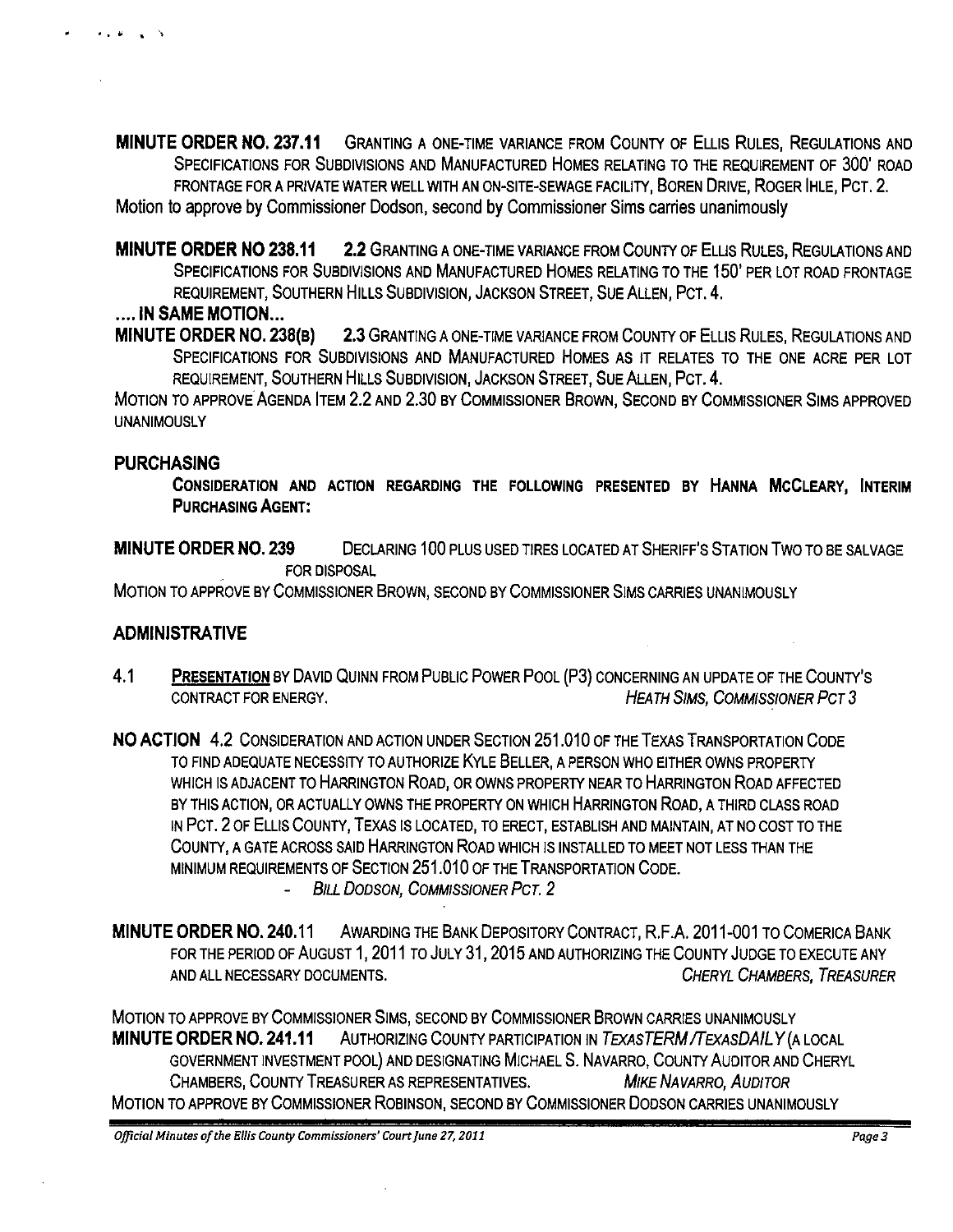**MINUTE ORDER NO. 237.11** GRANTING A ONE-TIME VARIANCE FROM COUNTY OF ELLIS RULES, REGULATIONS AND SPECIFICATIONS FOR SUBDIVISIONS AND MANUFACTURED HOMES RELATING TO THE REQUIREMENT OF 300' ROAD FRONTAGE FOR A PRIVATE WATER WELL WITH AN ON-SITE-SEWAGE FACILITY, BOREN DRIVE, ROGER IHLE, PCT. 2.

Motion to approve by Commissioner Dodson, second by Commissioner Sims carries unanimously

**MINUTE ORDER NO 238.11** **2.2** GRANTING A ONE-TIME VARIANCE FROM COUNTY OF ELLIS RULES, REGULATIONS AND SPECIFICATIONS FOR SUBDIVISIONS AND MANUFACTURED HOMES RELATING TO THE 150' PER LOT ROAD FRONTAGE REQUIREMENT, SOUTHERN HILLS SUBDIVISION, JACKSON STREET, SUE ALLEN, PCT. 4.

**.... IN SAME MOTION...**

**MINUTE ORDER NO. 238(B)** **2.3** GRANTING A ONE-TIME VARIANCE FROM COUNTY OF ELLIS RULES, REGULATIONS AND SPECIFICATIONS FOR SUBDIVISIONS AND MANUFACTURED HOMES AS IT RELATES TO THE ONE ACRE PER LOT REQUIREMENT, SOUTHERN HILLS SUBDIVISION, JACKSON STREET, SUE ALLEN, PCT. 4.

MOTION TO APPROVE AGENDA ITEM 2.2 AND 2.30 BY COMMISSIONER BROWN, SECOND BY COMMISSIONER SIMS APPROVED UNANIMOUSLY

## PURCHASING

CONSIDERATION AND ACTION REGARDING THE FOLLOWING PRESENTED BY HANNA MCCLEARY, INTERIM PURCHASING AGENT:

**MINUTE ORDER NO. 239** DECLARING 100 PLUS USED TIRES LOCATED AT SHERIFF'S STATION TWO TO BE SALVAGE FOR DISPOSAL

MOTION TO APPROVE BY COMMISSIONER BROWN, SECOND BY COMMISSIONER SIMS CARRIES UNANIMOUSLY

## ADMINISTRATIVE

4.1 PRESENTATION BY DAVID QUINN FROM PUBLIC POWER POOL (P3) CONCERNING AN UPDATE OF THE COUNTY'S CONTRACT FOR ENERGY. *HEATH SIMS, COMMISSIONER PCT 3*

**NO ACTION** 4.2 CONSIDERATION AND ACTION UNDER SECTION 251.010 OF THE TEXAS TRANSPORTATION CODE TO FIND ADEQUATE NECESSITY TO AUTHORIZE KYLE BELLER, A PERSON WHO EITHER OWNS PROPERTY WHICH IS ADJACENT TO HARRINGTON ROAD, OR OWNS PROPERTY NEAR TO HARRINGTON ROAD AFFECTED BY THIS ACTION, OR ACTUALLY OWNS THE PROPERTY ON WHICH HARRINGTON ROAD, A THIRD CLASS ROAD IN PCT. 2 OF ELLIS COUNTY, TEXAS IS LOCATED, TO ERECT, ESTABLISH AND MAINTAIN, AT NO COST TO THE COUNTY, A GATE ACROSS SAID HARRINGTON ROAD WHICH IS INSTALLED TO MEET NOT LESS THAN THE MINIMUM REQUIREMENTS OF SECTION 251.010 OF THE TRANSPORTATION CODE.

- *BILL DODSON, COMMISSIONER PCT. 2*

**MINUTE ORDER NO. 240.11** AWARDING THE BANK DEPOSITORY CONTRACT, R.F.A. 2011-001 TO COMERICA BANK FOR THE PERIOD OF AUGUST 1, 2011 TO JULY 31, 2015 AND AUTHORIZING THE COUNTY JUDGE TO EXECUTE ANY AND ALL NECESSARY DOCUMENTS. *CHERYL CHAMBERS, TREASURER*

MOTION TO APPROVE BY COMMISSIONER SIMS, SECOND BY COMMISSIONER BROWN CARRIES UNANIMOUSLY

**MINUTE ORDER NO. 241.11** AUTHORIZING COUNTY PARTICIPATION IN *TEXASTERM/TEXASDAILY* (A LOCAL GOVERNMENT INVESTMENT POOL) AND DESIGNATING MICHAEL S. NAVARRO, COUNTY AUDITOR AND CHERYL CHAMBERS, COUNTY TREASURER AS REPRESENTATIVES. *MIKE NAVARRO, AUDITOR*

MOTION TO APPROVE BY COMMISSIONER ROBINSON, SECOND BY COMMISSIONER DODSON CARRIES UNANIMOUSLY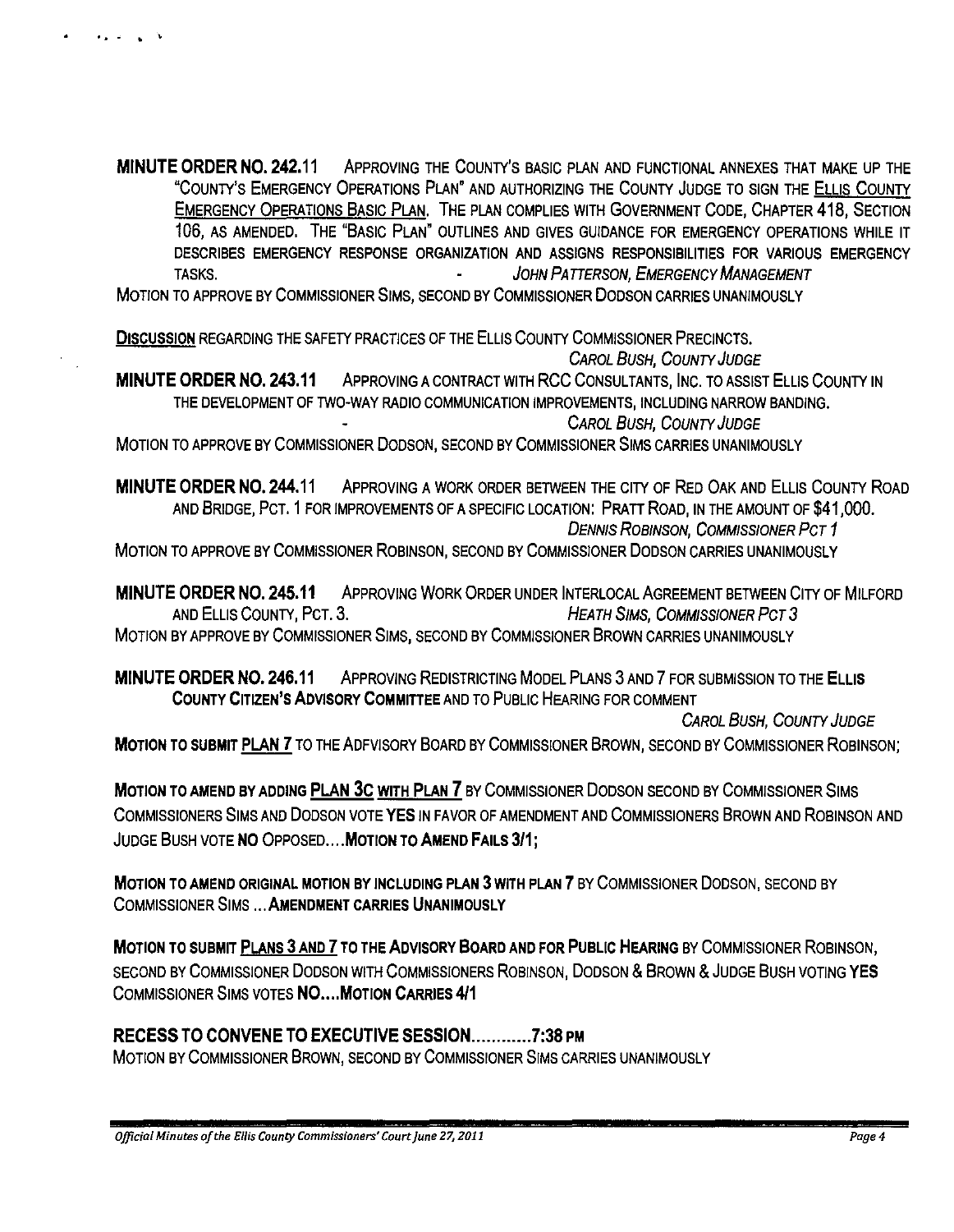**MINUTE ORDER NO. 242.11** APPROVING THE COUNTY'S BASIC PLAN AND FUNCTIONAL ANNEXES THAT MAKE UP THE "COUNTY'S EMERGENCY OPERATIONS PLAN" AND AUTHORIZING THE COUNTY JUDGE TO SIGN THE ELLIS COUNTY EMERGENCY OPERATIONS BASIC PLAN. THE PLAN COMPLIES WITH GOVERNMENT CODE, CHAPTER 418, SECTION 106, AS AMENDED. THE "BASIC PLAN" OUTLINES AND GIVES GUIDANCE FOR EMERGENCY OPERATIONS WHILE IT DESCRIBES EMERGENCY RESPONSE ORGANIZATION AND ASSIGNS RESPONSIBILITIES FOR VARIOUS EMERGENCY TASKS. - *JOHN PATTERSON, EMERGENCY MANAGEMENT*

MOTION TO APPROVE BY COMMISSIONER SIMS, SECOND BY COMMISSIONER DODSON CARRIES UNANIMOUSLY

**DISCUSSION** REGARDING THE SAFETY PRACTICES OF THE ELLIS COUNTY COMMISSIONER PRECINCTS.
*CAROL BUSH, COUNTY JUDGE*

**MINUTE ORDER NO. 243.11** APPROVING A CONTRACT WITH RCC CONSULTANTS, INC. TO ASSIST ELLIS COUNTY IN THE DEVELOPMENT OF TWO-WAY RADIO COMMUNICATION IMPROVEMENTS, INCLUDING NARROW BANDING. - *CAROL BUSH, COUNTY JUDGE*

MOTION TO APPROVE BY COMMISSIONER DODSON, SECOND BY COMMISSIONER SIMS CARRIES UNANIMOUSLY

**MINUTE ORDER NO. 244.11** APPROVING A WORK ORDER BETWEEN THE CITY OF RED OAK AND ELLIS COUNTY ROAD AND BRIDGE, PCT. 1 FOR IMPROVEMENTS OF A SPECIFIC LOCATION: PRATT ROAD, IN THE AMOUNT OF $41,000.
*DENNIS ROBINSON, COMMISSIONER PCT 1*

MOTION TO APPROVE BY COMMISSIONER ROBINSON, SECOND BY COMMISSIONER DODSON CARRIES UNANIMOUSLY

**MINUTE ORDER NO. 245.11** APPROVING WORK ORDER UNDER INTERLOCAL AGREEMENT BETWEEN CITY OF MILFORD AND ELLIS COUNTY, PCT. 3. *HEATH SIMS, COMMISSIONER PCT 3*

MOTION BY APPROVE BY COMMISSIONER SIMS, SECOND BY COMMISSIONER BROWN CARRIES UNANIMOUSLY

**MINUTE ORDER NO. 246.11** APPROVING REDISTRICTING MODEL PLANS 3 AND 7 FOR SUBMISSION TO THE **ELLIS COUNTY CITIZEN'S ADVISORY COMMITTEE** AND TO PUBLIC HEARING FOR COMMENT
*CAROL BUSH, COUNTY JUDGE*

**MOTION TO SUBMIT** PLAN 7 TO THE ADFVISORY BOARD BY COMMISSIONER BROWN, SECOND BY COMMISSIONER ROBINSON;

**MOTION TO AMEND BY ADDING PLAN 3C WITH PLAN 7** BY COMMISSIONER DODSON SECOND BY COMMISSIONER SIMS COMMISSIONERS SIMS AND DODSON VOTE **YES** IN FAVOR OF AMENDMENT AND COMMISSIONERS BROWN AND ROBINSON AND JUDGE BUSH VOTE **NO** OPPOSED....**MOTION TO AMEND FAILS 3/1;**

**MOTION TO AMEND ORIGINAL MOTION BY INCLUDING PLAN 3 WITH PLAN 7** BY COMMISSIONER DODSON, SECOND BY COMMISSIONER SIMS ... **AMENDMENT CARRIES UNANIMOUSLY**

**MOTION TO SUBMIT PLANS 3 AND 7 TO THE ADVISORY BOARD AND FOR PUBLIC HEARING** BY COMMISSIONER ROBINSON, SECOND BY COMMISSIONER DODSON WITH COMMISSIONERS ROBINSON, DODSON & BROWN & JUDGE BUSH VOTING **YES** COMMISSIONER SIMS VOTES **NO....MOTION CARRIES 4/1**

**RECESS TO CONVENE TO EXECUTIVE SESSION............7:38 PM**

MOTION BY COMMISSIONER BROWN, SECOND BY COMMISSIONER SIMS CARRIES UNANIMOUSLY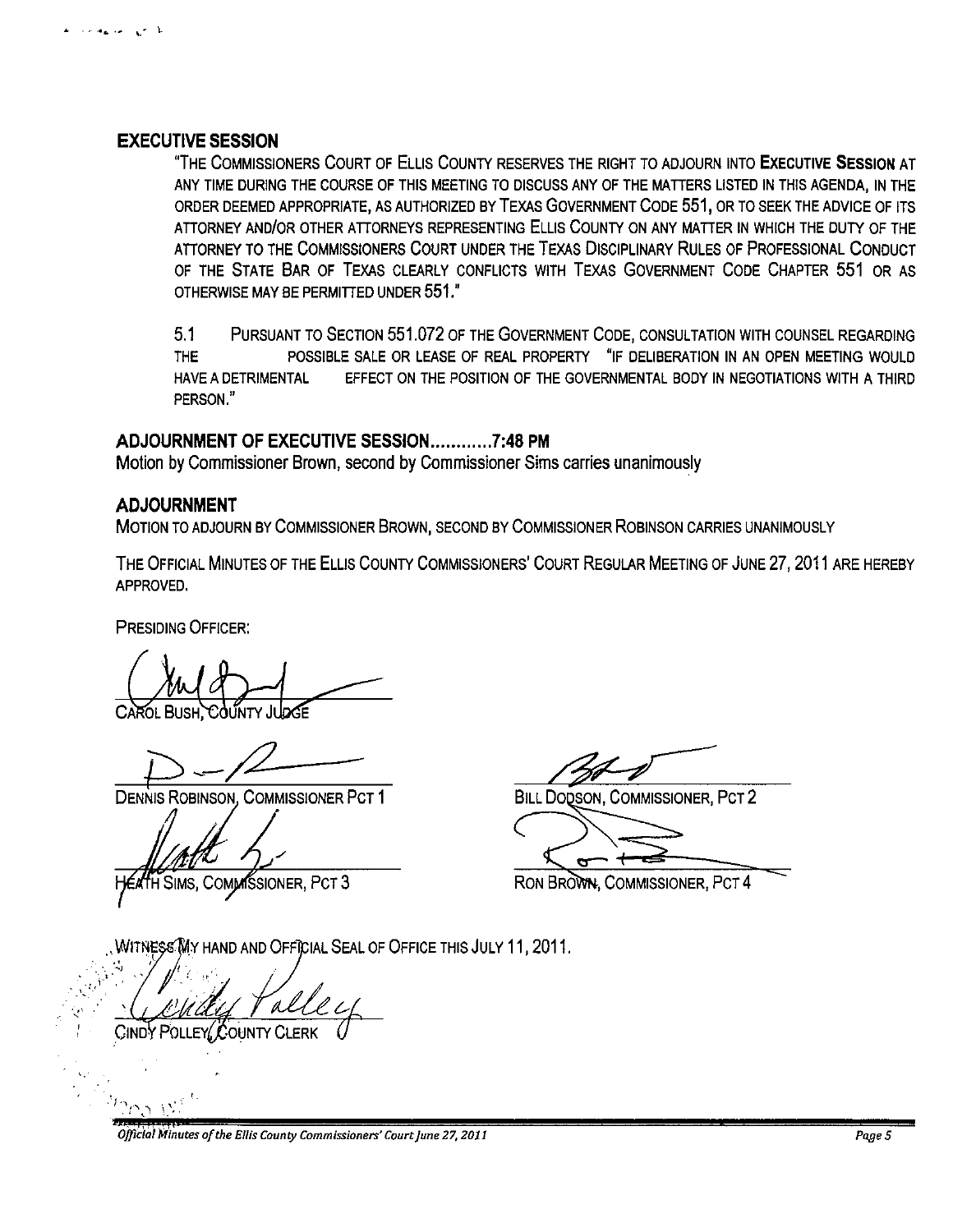## EXECUTIVE SESSION

"THE COMMISSIONERS COURT OF ELLIS COUNTY RESERVES THE RIGHT TO ADJOURN INTO **EXECUTIVE SESSION** AT ANY TIME DURING THE COURSE OF THIS MEETING TO DISCUSS ANY OF THE MATTERS LISTED IN THIS AGENDA, IN THE ORDER DEEMED APPROPRIATE, AS AUTHORIZED BY TEXAS GOVERNMENT CODE 551, OR TO SEEK THE ADVICE OF ITS ATTORNEY AND/OR OTHER ATTORNEYS REPRESENTING ELLIS COUNTY ON ANY MATTER IN WHICH THE DUTY OF THE ATTORNEY TO THE COMMISSIONERS COURT UNDER THE TEXAS DISCIPLINARY RULES OF PROFESSIONAL CONDUCT OF THE STATE BAR OF TEXAS CLEARLY CONFLICTS WITH TEXAS GOVERNMENT CODE CHAPTER 551 OR AS OTHERWISE MAY BE PERMITTED UNDER 551."

5.1 PURSUANT TO SECTION 551.072 OF THE GOVERNMENT CODE, CONSULTATION WITH COUNSEL REGARDING THE POSSIBLE SALE OR LEASE OF REAL PROPERTY "IF DELIBERATION IN AN OPEN MEETING WOULD HAVE A DETRIMENTAL EFFECT ON THE POSITION OF THE GOVERNMENTAL BODY IN NEGOTIATIONS WITH A THIRD PERSON."

## ADJOURNMENT OF EXECUTIVE SESSION............7:48 PM

Motion by Commissioner Brown, second by Commissioner Sims carries unanimously

## ADJOURNMENT

MOTION TO ADJOURN BY COMMISSIONER BROWN, SECOND BY COMMISSIONER ROBINSON CARRIES UNANIMOUSLY

THE OFFICIAL MINUTES OF THE ELLIS COUNTY COMMISSIONERS' COURT REGULAR MEETING OF JUNE 27, 2011 ARE HEREBY APPROVED.

PRESIDING OFFICER:

CAROL BUSH, COUNTY JUDGE

DENNIS ROBINSON, COMMISSIONER PCT 1

BILL DODSON, COMMISSIONER, PCT 2

HEATH SIMS, COMMISSIONER, PCT 3

RON BROWN, COMMISSIONER, PCT 4

WITNESS MY HAND AND OFFICIAL SEAL OF OFFICE THIS JULY 11, 2011.

CINDY POLLEY, COUNTY CLERK